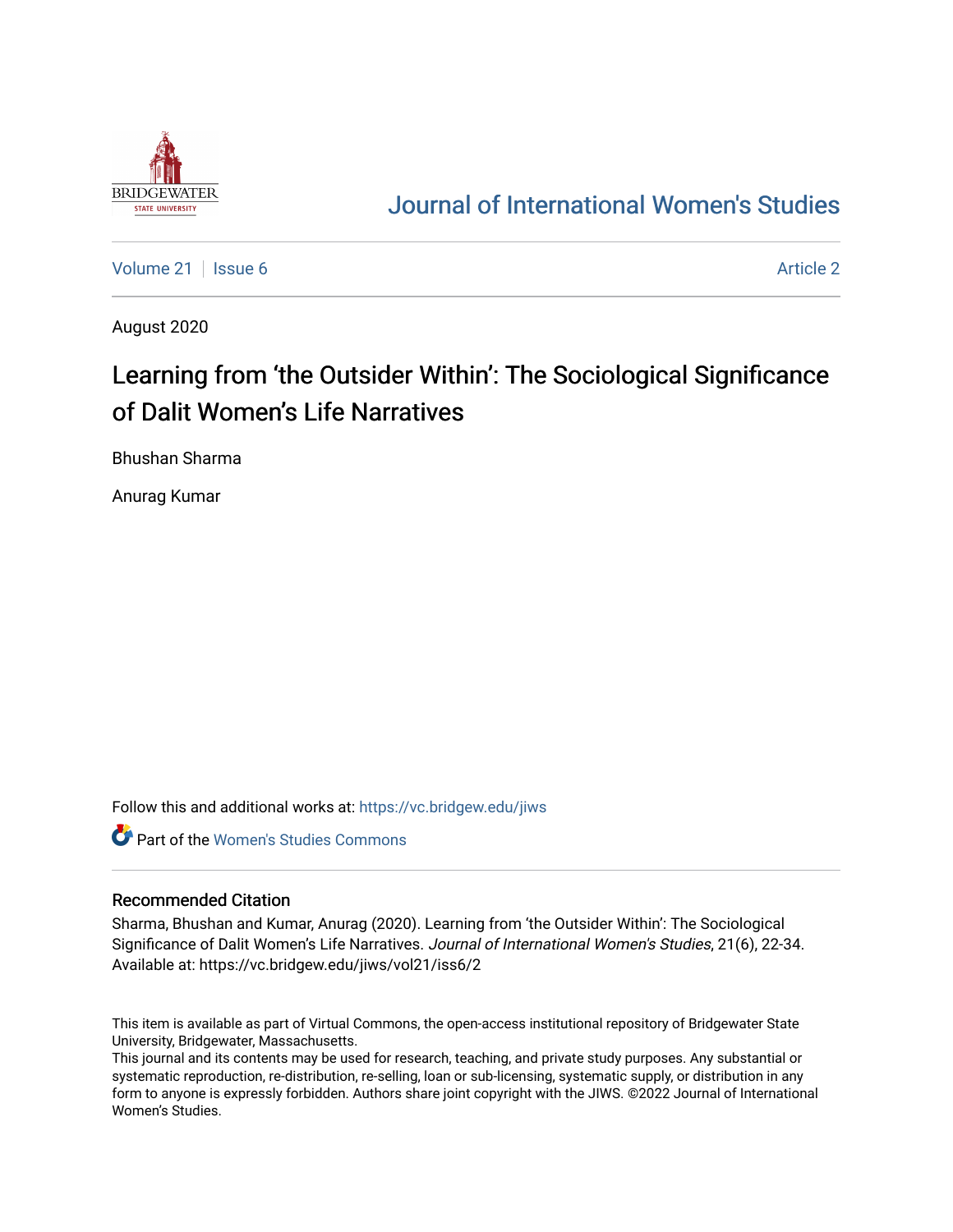# Journal of International Women's Studies

Volume 21 | Issue 6 | Article 2

August 2020

# Learning from 'the Outsider Within': The Sociological Significance of Dalit Women's Life Narratives

Bhushan Sharma

Anurag Kumar

Follow this and additional works at: https://vc.bridgew.edu/jiws

Part of the Women's Studies Commons

## Recommended Citation

Sharma, Bhushan and Kumar, Anurag (2020). Learning from 'the Outsider Within': The Sociological Significance of Dalit Women's Life Narratives. *Journal of International Women's Studies*, 21(6), 22-34.
Available at: https://vc.bridgew.edu/jiws/vol21/iss6/2

This item is available as part of Virtual Commons, the open-access institutional repository of Bridgewater State University, Bridgewater, Massachusetts.
This journal and its contents may be used for research, teaching, and private study purposes. Any substantial or systematic reproduction, re-distribution, re-selling, loan or sub-licensing, systematic supply, or distribution in any form to anyone is expressly forbidden. Authors share joint copyright with the JIWS. ©2022 Journal of International Women's Studies.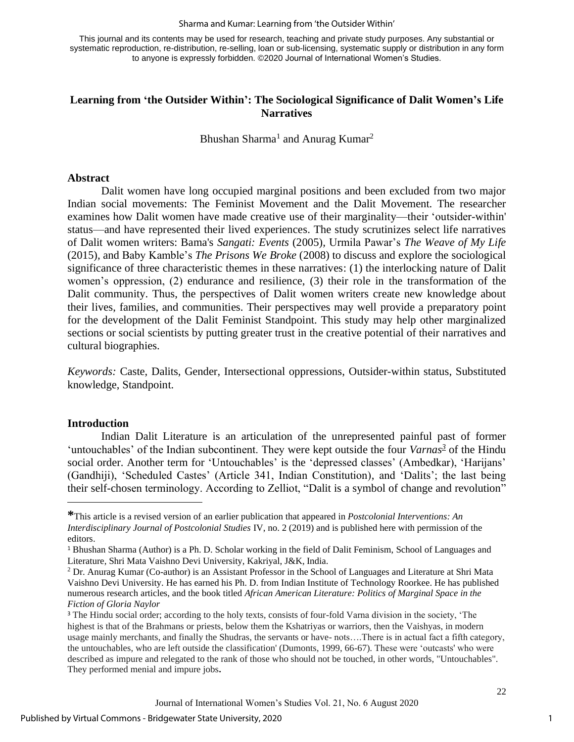This journal and its contents may be used for research, teaching and private study purposes. Any substantial or systematic reproduction, re-distribution, re-selling, loan or sub-licensing, systematic supply or distribution in any form to anyone is expressly forbidden. ©2020 Journal of International Women's Studies.

## Learning from 'the Outsider Within': The Sociological Significance of Dalit Women's Life Narratives

Bhushan Sharma[1] and Anurag Kumar[2]

### Abstract

Dalit women have long occupied marginal positions and been excluded from two major Indian social movements: The Feminist Movement and the Dalit Movement. The researcher examines how Dalit women have made creative use of their marginality—their 'outsider-within' status—and have represented their lived experiences. The study scrutinizes select life narratives of Dalit women writers: Bama's *Sangati: Events* (2005), Urmila Pawar's *The Weave of My Life* (2015), and Baby Kamble's *The Prisons We Broke* (2008) to discuss and explore the sociological significance of three characteristic themes in these narratives: (1) the interlocking nature of Dalit women's oppression, (2) endurance and resilience, (3) their role in the transformation of the Dalit community. Thus, the perspectives of Dalit women writers create new knowledge about their lives, families, and communities. Their perspectives may well provide a preparatory point for the development of the Dalit Feminist Standpoint. This study may help other marginalized sections or social scientists by putting greater trust in the creative potential of their narratives and cultural biographies.

*Keywords:* Caste, Dalits, Gender, Intersectional oppressions, Outsider-within status, Substituted knowledge, Standpoint.

### Introduction

Indian Dalit Literature is an articulation of the unrepresented painful past of former 'untouchables' of the Indian subcontinent. They were kept outside the four *Varnas*[3] of the Hindu social order. Another term for 'Untouchables' is the 'depressed classes' (Ambedkar), 'Harijans' (Gandhiji), 'Scheduled Castes' (Article 341, Indian Constitution), and 'Dalits'; the last being their self-chosen terminology. According to Zelliot, "Dalit is a symbol of change and revolution"

---

*This article is a revised version of an earlier publication that appeared in *Postcolonial Interventions: An Interdisciplinary Journal of Postcolonial Studies* IV, no. 2 (2019) and is published here with permission of the editors.

[1] Bhushan Sharma (Author) is a Ph. D. Scholar working in the field of Dalit Feminism, School of Languages and Literature, Shri Mata Vaishno Devi University, Kakriyal, J&K, India.

[2] Dr. Anurag Kumar (Co-author) is an Assistant Professor in the School of Languages and Literature at Shri Mata Vaishno Devi University. He has earned his Ph. D. from Indian Institute of Technology Roorkee. He has published numerous research articles, and the book titled *African American Literature: Politics of Marginal Space in the Fiction of Gloria Naylor*

[3] The Hindu social order; according to the holy texts, consists of four-fold Varna division in the society, 'The highest is that of the Brahmans or priests, below them the Kshatriyas or warriors, then the Vaishyas, in modern usage mainly merchants, and finally the Shudras, the servants or have- nots….There is in actual fact a fifth category, the untouchables, who are left outside the classification' (Dumonts, 1999, 66-67). These were 'outcasts' who were described as impure and relegated to the rank of those who should not be touched, in other words, "Untouchables". They performed menial and impure jobs.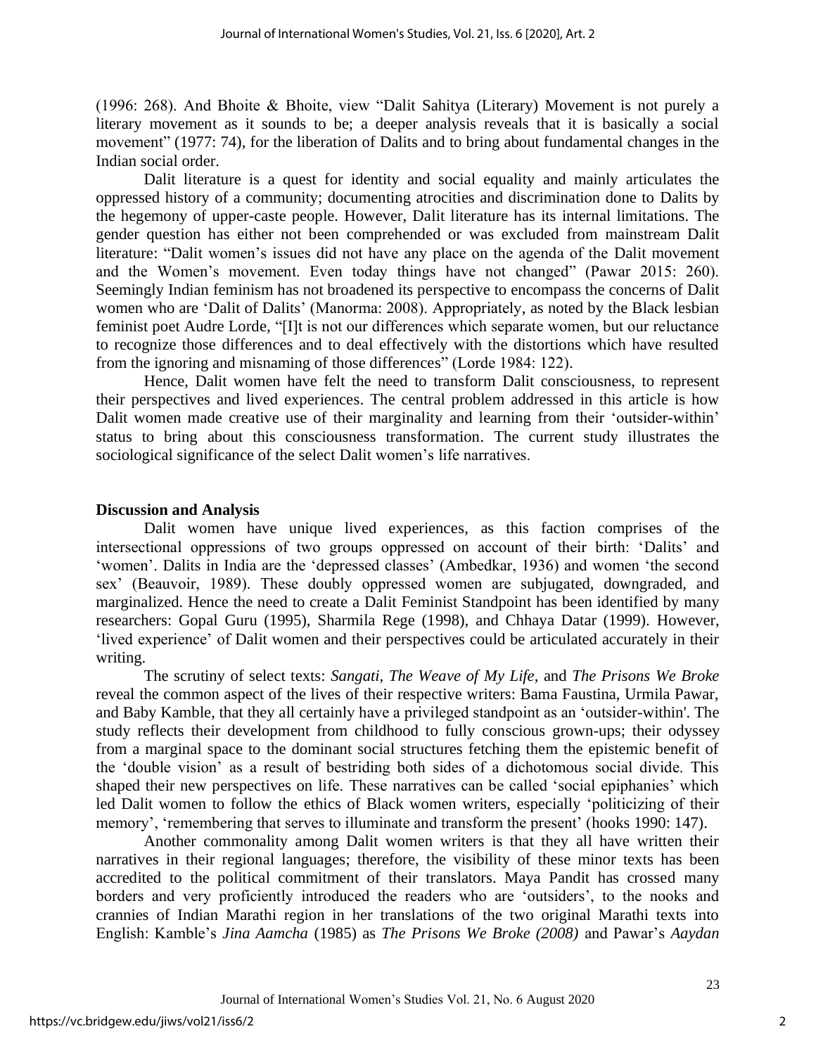(1996: 268). And Bhoite & Bhoite, view "Dalit Sahitya (Literary) Movement is not purely a literary movement as it sounds to be; a deeper analysis reveals that it is basically a social movement" (1977: 74), for the liberation of Dalits and to bring about fundamental changes in the Indian social order.

Dalit literature is a quest for identity and social equality and mainly articulates the oppressed history of a community; documenting atrocities and discrimination done to Dalits by the hegemony of upper-caste people. However, Dalit literature has its internal limitations. The gender question has either not been comprehended or was excluded from mainstream Dalit literature: "Dalit women's issues did not have any place on the agenda of the Dalit movement and the Women's movement. Even today things have not changed" (Pawar 2015: 260). Seemingly Indian feminism has not broadened its perspective to encompass the concerns of Dalit women who are 'Dalit of Dalits' (Manorma: 2008). Appropriately, as noted by the Black lesbian feminist poet Audre Lorde, "[I]t is not our differences which separate women, but our reluctance to recognize those differences and to deal effectively with the distortions which have resulted from the ignoring and misnaming of those differences" (Lorde 1984: 122).

Hence, Dalit women have felt the need to transform Dalit consciousness, to represent their perspectives and lived experiences. The central problem addressed in this article is how Dalit women made creative use of their marginality and learning from their 'outsider-within' status to bring about this consciousness transformation. The current study illustrates the sociological significance of the select Dalit women's life narratives.

## Discussion and Analysis

Dalit women have unique lived experiences, as this faction comprises of the intersectional oppressions of two groups oppressed on account of their birth: 'Dalits' and 'women'. Dalits in India are the 'depressed classes' (Ambedkar, 1936) and women 'the second sex' (Beauvoir, 1989). These doubly oppressed women are subjugated, downgraded, and marginalized. Hence the need to create a Dalit Feminist Standpoint has been identified by many researchers: Gopal Guru (1995), Sharmila Rege (1998), and Chhaya Datar (1999). However, 'lived experience' of Dalit women and their perspectives could be articulated accurately in their writing.

The scrutiny of select texts: *Sangati*, *The Weave of My Life*, and *The Prisons We Broke* reveal the common aspect of the lives of their respective writers: Bama Faustina, Urmila Pawar, and Baby Kamble, that they all certainly have a privileged standpoint as an 'outsider-within'. The study reflects their development from childhood to fully conscious grown-ups; their odyssey from a marginal space to the dominant social structures fetching them the epistemic benefit of the 'double vision' as a result of bestriding both sides of a dichotomous social divide. This shaped their new perspectives on life. These narratives can be called 'social epiphanies' which led Dalit women to follow the ethics of Black women writers, especially 'politicizing of their memory', 'remembering that serves to illuminate and transform the present' (hooks 1990: 147).

Another commonality among Dalit women writers is that they all have written their narratives in their regional languages; therefore, the visibility of these minor texts has been accredited to the political commitment of their translators. Maya Pandit has crossed many borders and very proficiently introduced the readers who are 'outsiders', to the nooks and crannies of Indian Marathi region in her translations of the two original Marathi texts into English: Kamble's *Jina Aamcha* (1985) as *The Prisons We Broke (2008)* and Pawar's *Aaydan*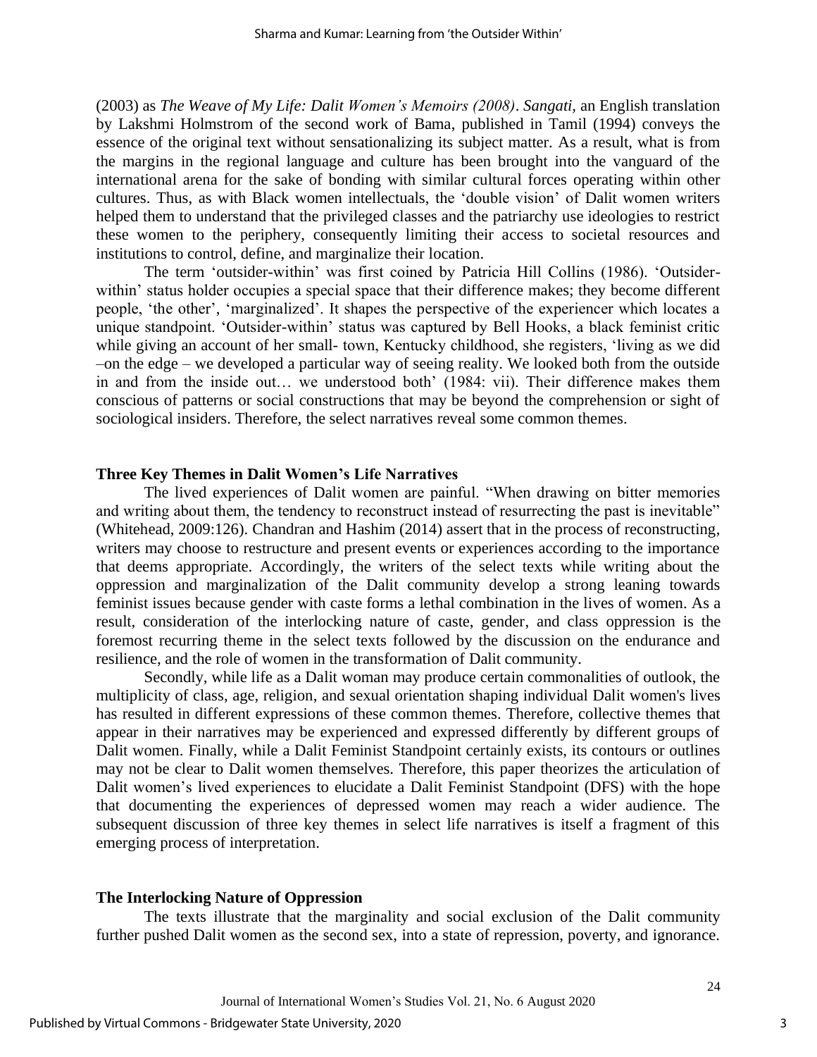(2003) as *The Weave of My Life: Dalit Women's Memoirs (2008)*. *Sangati,* an English translation by Lakshmi Holmstrom of the second work of Bama, published in Tamil (1994) conveys the essence of the original text without sensationalizing its subject matter. As a result, what is from the margins in the regional language and culture has been brought into the vanguard of the international arena for the sake of bonding with similar cultural forces operating within other cultures. Thus, as with Black women intellectuals, the 'double vision' of Dalit women writers helped them to understand that the privileged classes and the patriarchy use ideologies to restrict these women to the periphery, consequently limiting their access to societal resources and institutions to control, define, and marginalize their location.

The term 'outsider-within' was first coined by Patricia Hill Collins (1986). 'Outsider-within' status holder occupies a special space that their difference makes; they become different people, 'the other', 'marginalized'. It shapes the perspective of the experiencer which locates a unique standpoint. 'Outsider-within' status was captured by Bell Hooks, a black feminist critic while giving an account of her small- town, Kentucky childhood, she registers, 'living as we did –on the edge – we developed a particular way of seeing reality. We looked both from the outside in and from the inside out… we understood both' (1984: vii). Their difference makes them conscious of patterns or social constructions that may be beyond the comprehension or sight of sociological insiders. Therefore, the select narratives reveal some common themes.

### Three Key Themes in Dalit Women's Life Narratives

The lived experiences of Dalit women are painful. "When drawing on bitter memories and writing about them, the tendency to reconstruct instead of resurrecting the past is inevitable" (Whitehead, 2009:126). Chandran and Hashim (2014) assert that in the process of reconstructing, writers may choose to restructure and present events or experiences according to the importance that deems appropriate. Accordingly, the writers of the select texts while writing about the oppression and marginalization of the Dalit community develop a strong leaning towards feminist issues because gender with caste forms a lethal combination in the lives of women. As a result, consideration of the interlocking nature of caste, gender, and class oppression is the foremost recurring theme in the select texts followed by the discussion on the endurance and resilience, and the role of women in the transformation of Dalit community.

Secondly, while life as a Dalit woman may produce certain commonalities of outlook, the multiplicity of class, age, religion, and sexual orientation shaping individual Dalit women's lives has resulted in different expressions of these common themes. Therefore, collective themes that appear in their narratives may be experienced and expressed differently by different groups of Dalit women. Finally, while a Dalit Feminist Standpoint certainly exists, its contours or outlines may not be clear to Dalit women themselves. Therefore, this paper theorizes the articulation of Dalit women's lived experiences to elucidate a Dalit Feminist Standpoint (DFS) with the hope that documenting the experiences of depressed women may reach a wider audience. The subsequent discussion of three key themes in select life narratives is itself a fragment of this emerging process of interpretation.

### The Interlocking Nature of Oppression

The texts illustrate that the marginality and social exclusion of the Dalit community further pushed Dalit women as the second sex, into a state of repression, poverty, and ignorance.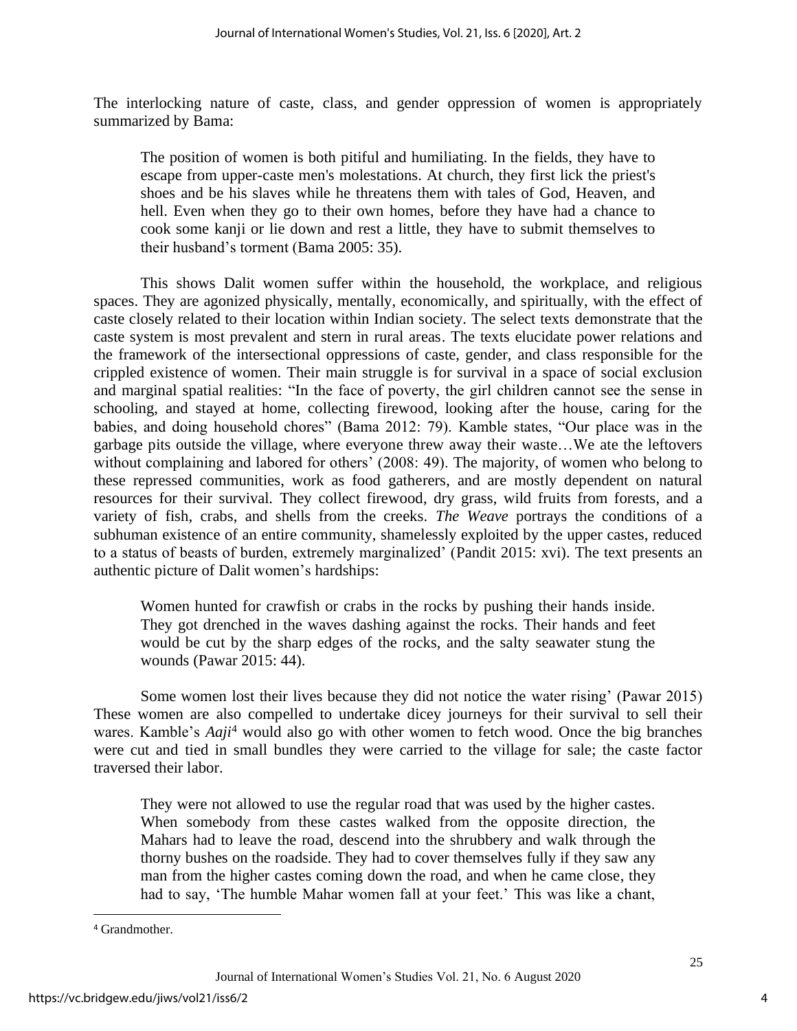The interlocking nature of caste, class, and gender oppression of women is appropriately summarized by Bama:

> The position of women is both pitiful and humiliating. In the fields, they have to escape from upper-caste men's molestations. At church, they first lick the priest's shoes and be his slaves while he threatens them with tales of God, Heaven, and hell. Even when they go to their own homes, before they have had a chance to cook some kanji or lie down and rest a little, they have to submit themselves to their husband's torment (Bama 2005: 35).

This shows Dalit women suffer within the household, the workplace, and religious spaces. They are agonized physically, mentally, economically, and spiritually, with the effect of caste closely related to their location within Indian society. The select texts demonstrate that the caste system is most prevalent and stern in rural areas. The texts elucidate power relations and the framework of the intersectional oppressions of caste, gender, and class responsible for the crippled existence of women. Their main struggle is for survival in a space of social exclusion and marginal spatial realities: "In the face of poverty, the girl children cannot see the sense in schooling, and stayed at home, collecting firewood, looking after the house, caring for the babies, and doing household chores" (Bama 2012: 79). Kamble states, "Our place was in the garbage pits outside the village, where everyone threw away their waste…We ate the leftovers without complaining and labored for others' (2008: 49). The majority, of women who belong to these repressed communities, work as food gatherers, and are mostly dependent on natural resources for their survival. They collect firewood, dry grass, wild fruits from forests, and a variety of fish, crabs, and shells from the creeks. *The Weave* portrays the conditions of a subhuman existence of an entire community, shamelessly exploited by the upper castes, reduced to a status of beasts of burden, extremely marginalized' (Pandit 2015: xvi). The text presents an authentic picture of Dalit women's hardships:

> Women hunted for crawfish or crabs in the rocks by pushing their hands inside. They got drenched in the waves dashing against the rocks. Their hands and feet would be cut by the sharp edges of the rocks, and the salty seawater stung the wounds (Pawar 2015: 44).

Some women lost their lives because they did not notice the water rising' (Pawar 2015) These women are also compelled to undertake dicey journeys for their survival to sell their wares. Kamble's *Aaji*[4] would also go with other women to fetch wood. Once the big branches were cut and tied in small bundles they were carried to the village for sale; the caste factor traversed their labor.

> They were not allowed to use the regular road that was used by the higher castes. When somebody from these castes walked from the opposite direction, the Mahars had to leave the road, descend into the shrubbery and walk through the thorny bushes on the roadside. They had to cover themselves fully if they saw any man from the higher castes coming down the road, and when he came close, they had to say, 'The humble Mahar women fall at your feet.' This was like a chant,

[4] Grandmother.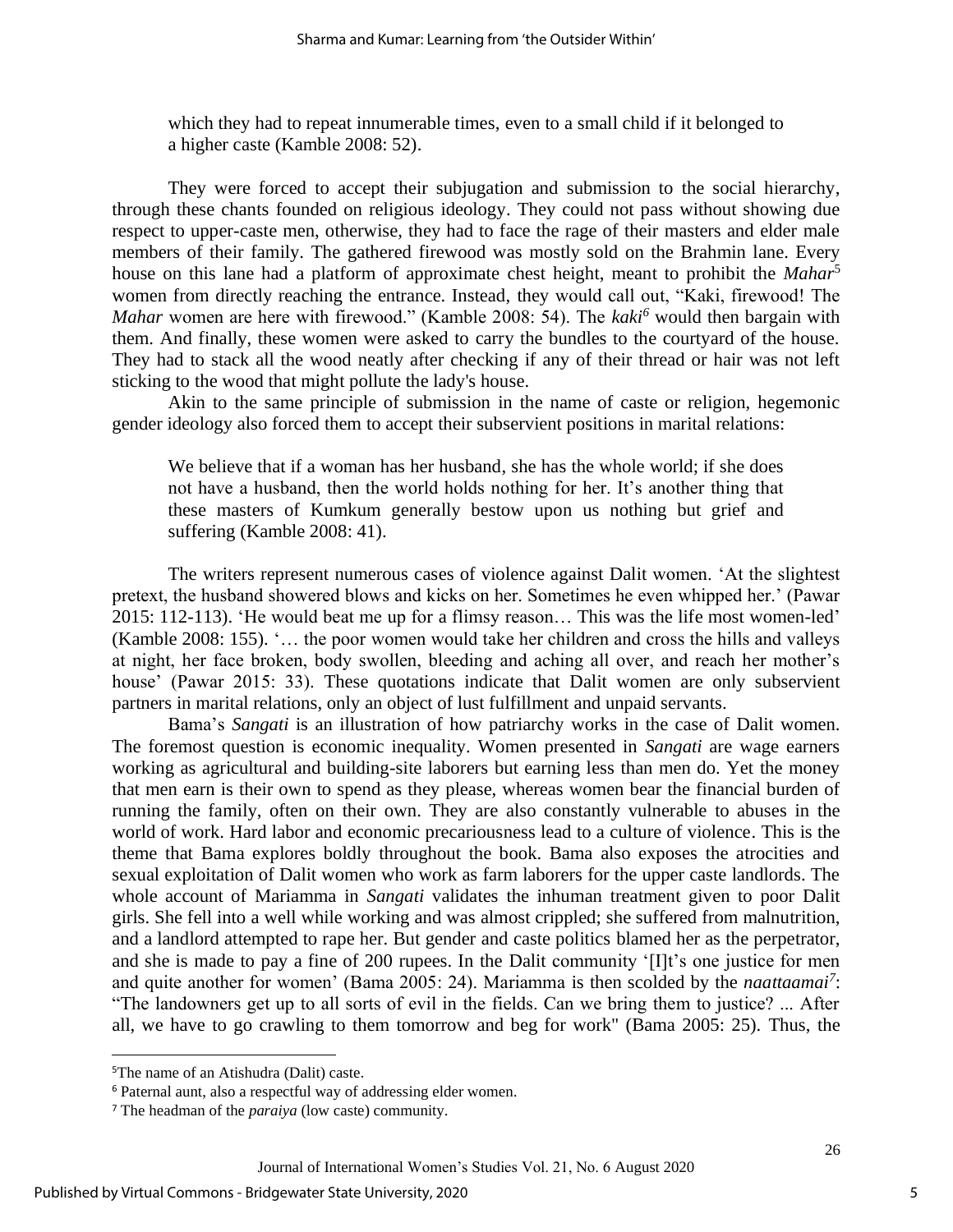which they had to repeat innumerable times, even to a small child if it belonged to a higher caste (Kamble 2008: 52).

They were forced to accept their subjugation and submission to the social hierarchy, through these chants founded on religious ideology. They could not pass without showing due respect to upper-caste men, otherwise, they had to face the rage of their masters and elder male members of their family. The gathered firewood was mostly sold on the Brahmin lane. Every house on this lane had a platform of approximate chest height, meant to prohibit the *Mahar*[5] women from directly reaching the entrance. Instead, they would call out, "Kaki, firewood! The *Mahar* women are here with firewood." (Kamble 2008: 54). The *kaki*[6] would then bargain with them. And finally, these women were asked to carry the bundles to the courtyard of the house. They had to stack all the wood neatly after checking if any of their thread or hair was not left sticking to the wood that might pollute the lady's house.

Akin to the same principle of submission in the name of caste or religion, hegemonic gender ideology also forced them to accept their subservient positions in marital relations:

> We believe that if a woman has her husband, she has the whole world; if she does not have a husband, then the world holds nothing for her. It's another thing that these masters of Kumkum generally bestow upon us nothing but grief and suffering (Kamble 2008: 41).

The writers represent numerous cases of violence against Dalit women. 'At the slightest pretext, the husband showered blows and kicks on her. Sometimes he even whipped her.' (Pawar 2015: 112-113). 'He would beat me up for a flimsy reason… This was the life most women-led' (Kamble 2008: 155). '… the poor women would take her children and cross the hills and valleys at night, her face broken, body swollen, bleeding and aching all over, and reach her mother's house' (Pawar 2015: 33). These quotations indicate that Dalit women are only subservient partners in marital relations, only an object of lust fulfillment and unpaid servants.

Bama's *Sangati* is an illustration of how patriarchy works in the case of Dalit women. The foremost question is economic inequality. Women presented in *Sangati* are wage earners working as agricultural and building-site laborers but earning less than men do. Yet the money that men earn is their own to spend as they please, whereas women bear the financial burden of running the family, often on their own. They are also constantly vulnerable to abuses in the world of work. Hard labor and economic precariousness lead to a culture of violence. This is the theme that Bama explores boldly throughout the book. Bama also exposes the atrocities and sexual exploitation of Dalit women who work as farm laborers for the upper caste landlords. The whole account of Mariamma in *Sangati* validates the inhuman treatment given to poor Dalit girls. She fell into a well while working and was almost crippled; she suffered from malnutrition, and a landlord attempted to rape her. But gender and caste politics blamed her as the perpetrator, and she is made to pay a fine of 200 rupees. In the Dalit community '[I]t's one justice for men and quite another for women' (Bama 2005: 24). Mariamma is then scolded by the *naattaamai*[7]: "The landowners get up to all sorts of evil in the fields. Can we bring them to justice? ... After all, we have to go crawling to them tomorrow and beg for work" (Bama 2005: 25). Thus, the

---

[5] The name of an Atishudra (Dalit) caste.

[6] Paternal aunt, also a respectful way of addressing elder women.

[7] The headman of the *paraiya* (low caste) community.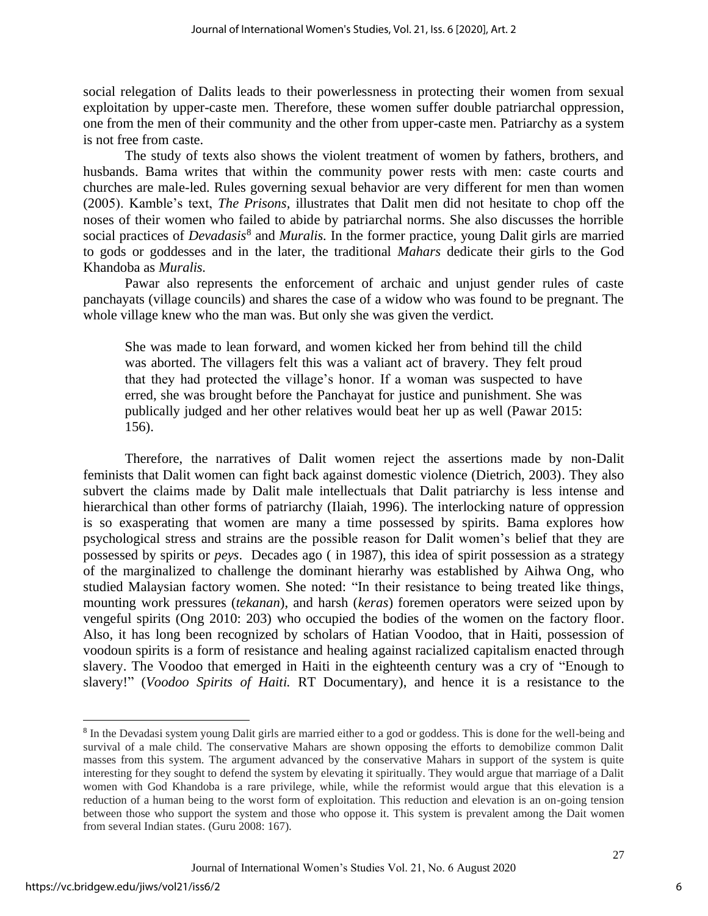social relegation of Dalits leads to their powerlessness in protecting their women from sexual exploitation by upper-caste men. Therefore, these women suffer double patriarchal oppression, one from the men of their community and the other from upper-caste men. Patriarchy as a system is not free from caste.

The study of texts also shows the violent treatment of women by fathers, brothers, and husbands. Bama writes that within the community power rests with men: caste courts and churches are male-led. Rules governing sexual behavior are very different for men than women (2005). Kamble's text, *The Prisons*, illustrates that Dalit men did not hesitate to chop off the noses of their women who failed to abide by patriarchal norms. She also discusses the horrible social practices of *Devadasis*[8] and *Muralis.* In the former practice, young Dalit girls are married to gods or goddesses and in the later, the traditional *Mahars* dedicate their girls to the God Khandoba as *Muralis.*

Pawar also represents the enforcement of archaic and unjust gender rules of caste panchayats (village councils) and shares the case of a widow who was found to be pregnant. The whole village knew who the man was. But only she was given the verdict.

> She was made to lean forward, and women kicked her from behind till the child was aborted. The villagers felt this was a valiant act of bravery. They felt proud that they had protected the village's honor. If a woman was suspected to have erred, she was brought before the Panchayat for justice and punishment. She was publically judged and her other relatives would beat her up as well (Pawar 2015: 156).

Therefore, the narratives of Dalit women reject the assertions made by non-Dalit feminists that Dalit women can fight back against domestic violence (Dietrich, 2003). They also subvert the claims made by Dalit male intellectuals that Dalit patriarchy is less intense and hierarchical than other forms of patriarchy (Ilaiah, 1996). The interlocking nature of oppression is so exasperating that women are many a time possessed by spirits. Bama explores how psychological stress and strains are the possible reason for Dalit women's belief that they are possessed by spirits or *peys*. Decades ago ( in 1987), this idea of spirit possession as a strategy of the marginalized to challenge the dominant hierarhy was established by Aihwa Ong, who studied Malaysian factory women. She noted: "In their resistance to being treated like things, mounting work pressures (*tekanan*), and harsh (*keras*) foremen operators were seized upon by vengeful spirits (Ong 2010: 203) who occupied the bodies of the women on the factory floor. Also, it has long been recognized by scholars of Hatian Voodoo, that in Haiti, possession of voodoun spirits is a form of resistance and healing against racialized capitalism enacted through slavery. The Voodoo that emerged in Haiti in the eighteenth century was a cry of "Enough to slavery!" (*Voodoo Spirits of Haiti.* RT Documentary), and hence it is a resistance to the

---

[8] In the Devadasi system young Dalit girls are married either to a god or goddess. This is done for the well-being and survival of a male child. The conservative Mahars are shown opposing the efforts to demobilize common Dalit masses from this system. The argument advanced by the conservative Mahars in support of the system is quite interesting for they sought to defend the system by elevating it spiritually. They would argue that marriage of a Dalit women with God Khandoba is a rare privilege, while, while the reformist would argue that this elevation is a reduction of a human being to the worst form of exploitation. This reduction and elevation is an on-going tension between those who support the system and those who oppose it. This system is prevalent among the Dait women from several Indian states. (Guru 2008: 167).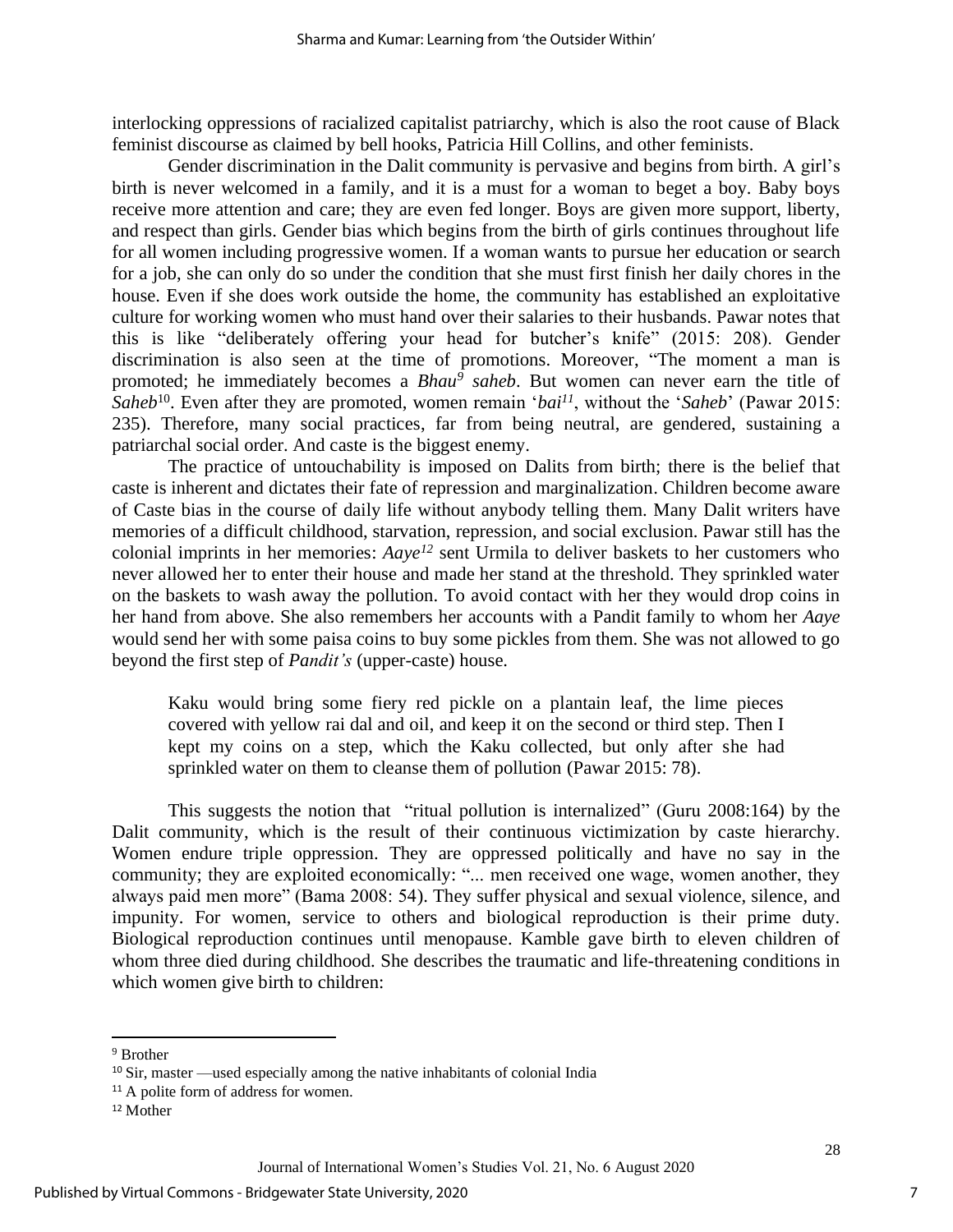interlocking oppressions of racialized capitalist patriarchy, which is also the root cause of Black feminist discourse as claimed by bell hooks, Patricia Hill Collins, and other feminists.

Gender discrimination in the Dalit community is pervasive and begins from birth. A girl's birth is never welcomed in a family, and it is a must for a woman to beget a boy. Baby boys receive more attention and care; they are even fed longer. Boys are given more support, liberty, and respect than girls. Gender bias which begins from the birth of girls continues throughout life for all women including progressive women. If a woman wants to pursue her education or search for a job, she can only do so under the condition that she must first finish her daily chores in the house. Even if she does work outside the home, the community has established an exploitative culture for working women who must hand over their salaries to their husbands. Pawar notes that this is like "deliberately offering your head for butcher's knife" (2015: 208). Gender discrimination is also seen at the time of promotions. Moreover, "The moment a man is promoted; he immediately becomes a *Bhau*[9] *saheb*. But women can never earn the title of *Saheb*[10]. Even after they are promoted, women remain '*bai*[11]', without the '*Saheb*' (Pawar 2015: 235). Therefore, many social practices, far from being neutral, are gendered, sustaining a patriarchal social order. And caste is the biggest enemy.

The practice of untouchability is imposed on Dalits from birth; there is the belief that caste is inherent and dictates their fate of repression and marginalization. Children become aware of Caste bias in the course of daily life without anybody telling them. Many Dalit writers have memories of a difficult childhood, starvation, repression, and social exclusion. Pawar still has the colonial imprints in her memories: *Aaye*[12] sent Urmila to deliver baskets to her customers who never allowed her to enter their house and made her stand at the threshold. They sprinkled water on the baskets to wash away the pollution. To avoid contact with her they would drop coins in her hand from above. She also remembers her accounts with a Pandit family to whom her *Aaye* would send her with some paisa coins to buy some pickles from them. She was not allowed to go beyond the first step of *Pandit's* (upper-caste) house.

> Kaku would bring some fiery red pickle on a plantain leaf, the lime pieces covered with yellow rai dal and oil, and keep it on the second or third step. Then I kept my coins on a step, which the Kaku collected, but only after she had sprinkled water on them to cleanse them of pollution (Pawar 2015: 78).

This suggests the notion that "ritual pollution is internalized" (Guru 2008:164) by the Dalit community, which is the result of their continuous victimization by caste hierarchy. Women endure triple oppression. They are oppressed politically and have no say in the community; they are exploited economically: "... men received one wage, women another, they always paid men more" (Bama 2008: 54). They suffer physical and sexual violence, silence, and impunity. For women, service to others and biological reproduction is their prime duty. Biological reproduction continues until menopause. Kamble gave birth to eleven children of whom three died during childhood. She describes the traumatic and life-threatening conditions in which women give birth to children:

---

[9] Brother

[10] Sir, master —used especially among the native inhabitants of colonial India

[11] A polite form of address for women.

[12] Mother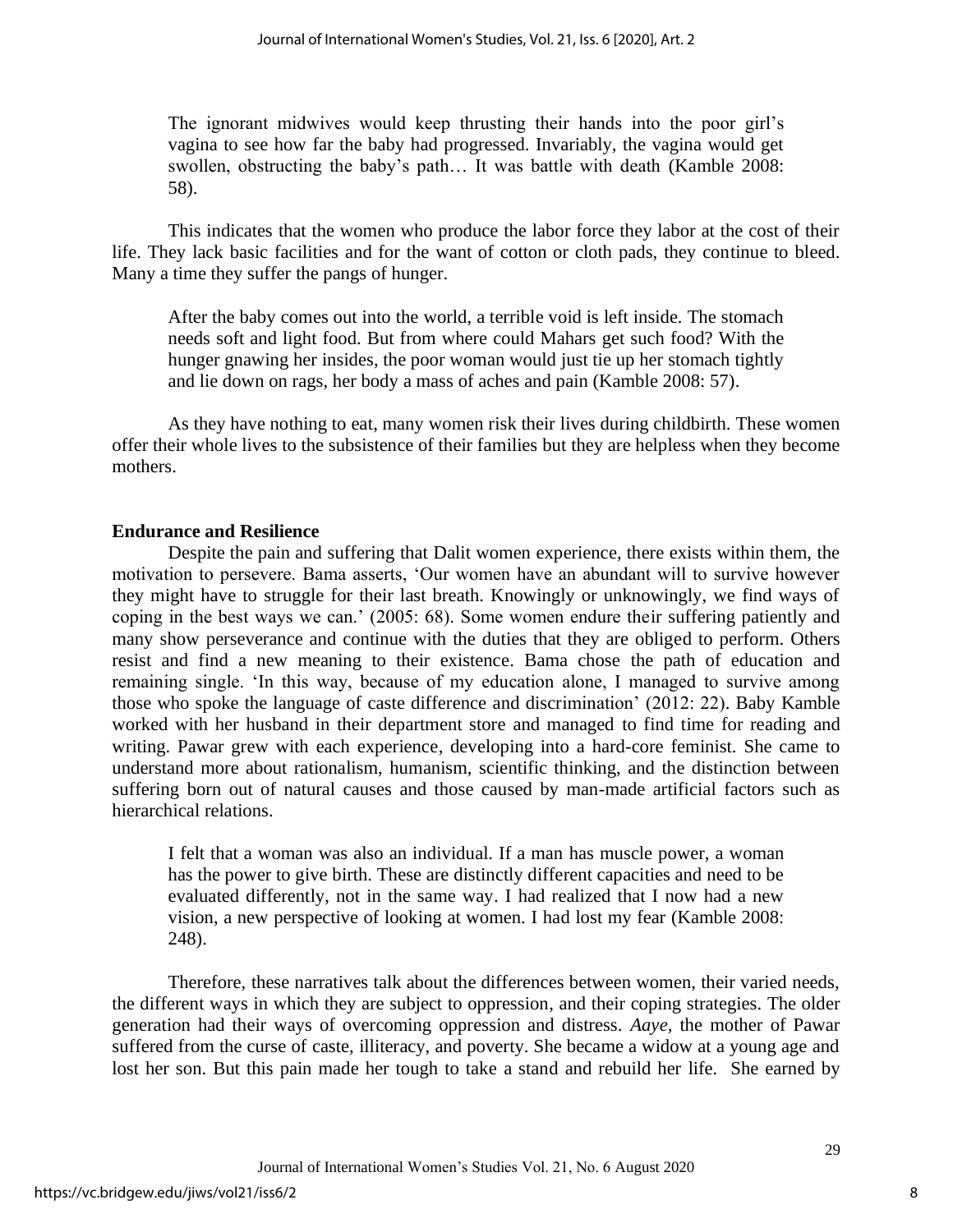> The ignorant midwives would keep thrusting their hands into the poor girl's vagina to see how far the baby had progressed. Invariably, the vagina would get swollen, obstructing the baby's path… It was battle with death (Kamble 2008: 58).

This indicates that the women who produce the labor force they labor at the cost of their life. They lack basic facilities and for the want of cotton or cloth pads, they continue to bleed. Many a time they suffer the pangs of hunger.

> After the baby comes out into the world, a terrible void is left inside. The stomach needs soft and light food. But from where could Mahars get such food? With the hunger gnawing her insides, the poor woman would just tie up her stomach tightly and lie down on rags, her body a mass of aches and pain (Kamble 2008: 57).

As they have nothing to eat, many women risk their lives during childbirth. These women offer their whole lives to the subsistence of their families but they are helpless when they become mothers.

**Endurance and Resilience**

Despite the pain and suffering that Dalit women experience, there exists within them, the motivation to persevere. Bama asserts, 'Our women have an abundant will to survive however they might have to struggle for their last breath. Knowingly or unknowingly, we find ways of coping in the best ways we can.' (2005: 68). Some women endure their suffering patiently and many show perseverance and continue with the duties that they are obliged to perform. Others resist and find a new meaning to their existence. Bama chose the path of education and remaining single. 'In this way, because of my education alone, I managed to survive among those who spoke the language of caste difference and discrimination' (2012: 22). Baby Kamble worked with her husband in their department store and managed to find time for reading and writing. Pawar grew with each experience, developing into a hard-core feminist. She came to understand more about rationalism, humanism, scientific thinking, and the distinction between suffering born out of natural causes and those caused by man-made artificial factors such as hierarchical relations.

> I felt that a woman was also an individual. If a man has muscle power, a woman has the power to give birth. These are distinctly different capacities and need to be evaluated differently, not in the same way. I had realized that I now had a new vision, a new perspective of looking at women. I had lost my fear (Kamble 2008: 248).

Therefore, these narratives talk about the differences between women, their varied needs, the different ways in which they are subject to oppression, and their coping strategies. The older generation had their ways of overcoming oppression and distress. *Aaye*, the mother of Pawar suffered from the curse of caste, illiteracy, and poverty. She became a widow at a young age and lost her son. But this pain made her tough to take a stand and rebuild her life. She earned by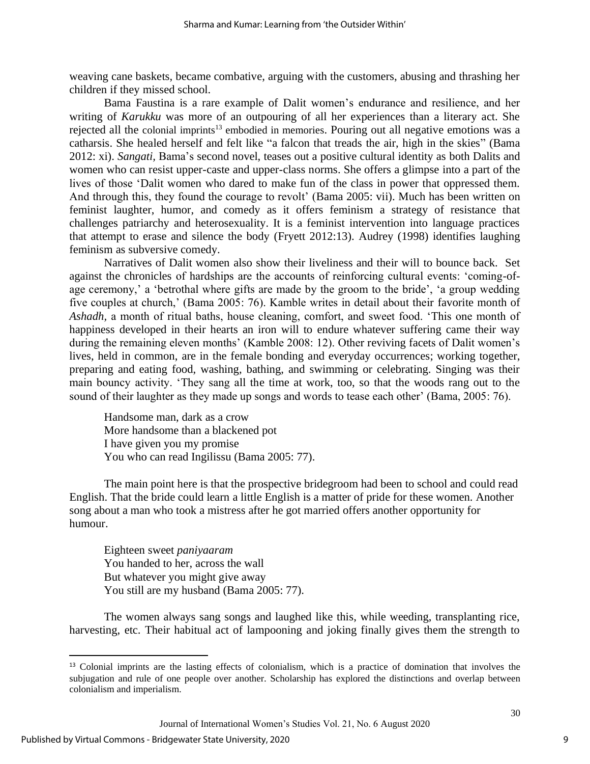weaving cane baskets, became combative, arguing with the customers, abusing and thrashing her children if they missed school.

Bama Faustina is a rare example of Dalit women's endurance and resilience, and her writing of *Karukku* was more of an outpouring of all her experiences than a literary act. She rejected all the colonial imprints[13] embodied in memories. Pouring out all negative emotions was a catharsis. She healed herself and felt like "a falcon that treads the air, high in the skies" (Bama 2012: xi). *Sangati,* Bama's second novel, teases out a positive cultural identity as both Dalits and women who can resist upper-caste and upper-class norms. She offers a glimpse into a part of the lives of those 'Dalit women who dared to make fun of the class in power that oppressed them. And through this, they found the courage to revolt' (Bama 2005: vii). Much has been written on feminist laughter, humor, and comedy as it offers feminism a strategy of resistance that challenges patriarchy and heterosexuality. It is a feminist intervention into language practices that attempt to erase and silence the body (Fryett 2012:13). Audrey (1998) identifies laughing feminism as subversive comedy.

Narratives of Dalit women also show their liveliness and their will to bounce back. Set against the chronicles of hardships are the accounts of reinforcing cultural events: 'coming-of-age ceremony,' a 'betrothal where gifts are made by the groom to the bride', 'a group wedding five couples at church,' (Bama 2005: 76). Kamble writes in detail about their favorite month of *Ashadh*, a month of ritual baths, house cleaning, comfort, and sweet food. 'This one month of happiness developed in their hearts an iron will to endure whatever suffering came their way during the remaining eleven months' (Kamble 2008: 12). Other reviving facets of Dalit women's lives, held in common, are in the female bonding and everyday occurrences; working together, preparing and eating food, washing, bathing, and swimming or celebrating. Singing was their main bouncy activity. 'They sang all the time at work, too, so that the woods rang out to the sound of their laughter as they made up songs and words to tease each other' (Bama, 2005: 76).

> Handsome man, dark as a crow
> More handsome than a blackened pot
> I have given you my promise
> You who can read Ingilissu (Bama 2005: 77).

The main point here is that the prospective bridegroom had been to school and could read English. That the bride could learn a little English is a matter of pride for these women. Another song about a man who took a mistress after he got married offers another opportunity for humour.

> Eighteen sweet *paniyaaram*
> You handed to her, across the wall
> But whatever you might give away
> You still are my husband (Bama 2005: 77).

The women always sang songs and laughed like this, while weeding, transplanting rice, harvesting, etc. Their habitual act of lampooning and joking finally gives them the strength to

---

[13] Colonial imprints are the lasting effects of colonialism, which is a practice of domination that involves the subjugation and rule of one people over another. Scholarship has explored the distinctions and overlap between colonialism and imperialism.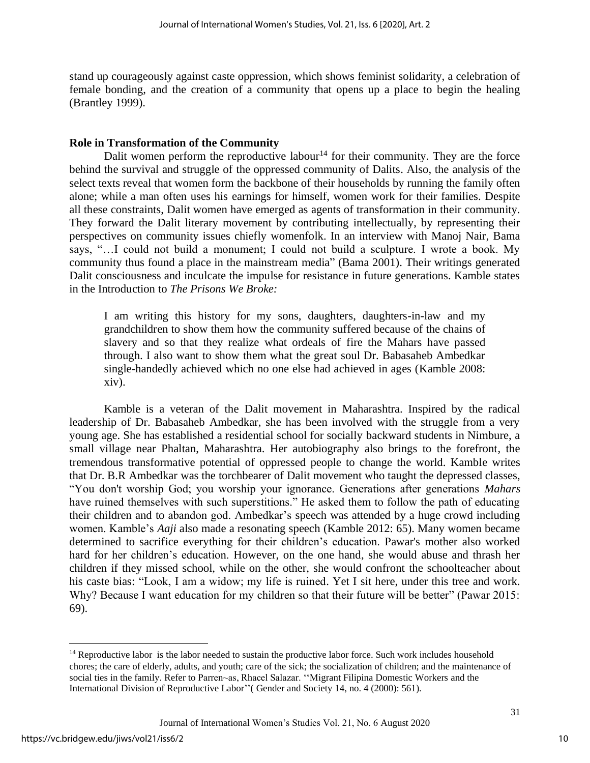stand up courageously against caste oppression, which shows feminist solidarity, a celebration of female bonding, and the creation of a community that opens up a place to begin the healing (Brantley 1999).

**Role in Transformation of the Community**

Dalit women perform the reproductive labour[14] for their community. They are the force behind the survival and struggle of the oppressed community of Dalits. Also, the analysis of the select texts reveal that women form the backbone of their households by running the family often alone; while a man often uses his earnings for himself, women work for their families. Despite all these constraints, Dalit women have emerged as agents of transformation in their community. They forward the Dalit literary movement by contributing intellectually, by representing their perspectives on community issues chiefly womenfolk. In an interview with Manoj Nair, Bama says, "…I could not build a monument; I could not build a sculpture. I wrote a book. My community thus found a place in the mainstream media" (Bama 2001). Their writings generated Dalit consciousness and inculcate the impulse for resistance in future generations. Kamble states in the Introduction to *The Prisons We Broke:*

> I am writing this history for my sons, daughters, daughters-in-law and my grandchildren to show them how the community suffered because of the chains of slavery and so that they realize what ordeals of fire the Mahars have passed through. I also want to show them what the great soul Dr. Babasaheb Ambedkar single-handedly achieved which no one else had achieved in ages (Kamble 2008: xiv).

Kamble is a veteran of the Dalit movement in Maharashtra. Inspired by the radical leadership of Dr. Babasaheb Ambedkar, she has been involved with the struggle from a very young age. She has established a residential school for socially backward students in Nimbure, a small village near Phaltan, Maharashtra. Her autobiography also brings to the forefront, the tremendous transformative potential of oppressed people to change the world. Kamble writes that Dr. B.R Ambedkar was the torchbearer of Dalit movement who taught the depressed classes, "You don't worship God; you worship your ignorance. Generations after generations *Mahars* have ruined themselves with such superstitions." He asked them to follow the path of educating their children and to abandon god. Ambedkar's speech was attended by a huge crowd including women. Kamble's *Aaji* also made a resonating speech (Kamble 2012: 65). Many women became determined to sacrifice everything for their children's education. Pawar's mother also worked hard for her children's education. However, on the one hand, she would abuse and thrash her children if they missed school, while on the other, she would confront the schoolteacher about his caste bias: "Look, I am a widow; my life is ruined. Yet I sit here, under this tree and work. Why? Because I want education for my children so that their future will be better" (Pawar 2015: 69).

---

[14] Reproductive labor is the labor needed to sustain the productive labor force. Such work includes household chores; the care of elderly, adults, and youth; care of the sick; the socialization of children; and the maintenance of social ties in the family. Refer to Parren~as, Rhacel Salazar. ''Migrant Filipina Domestic Workers and the International Division of Reproductive Labor''( Gender and Society 14, no. 4 (2000): 561).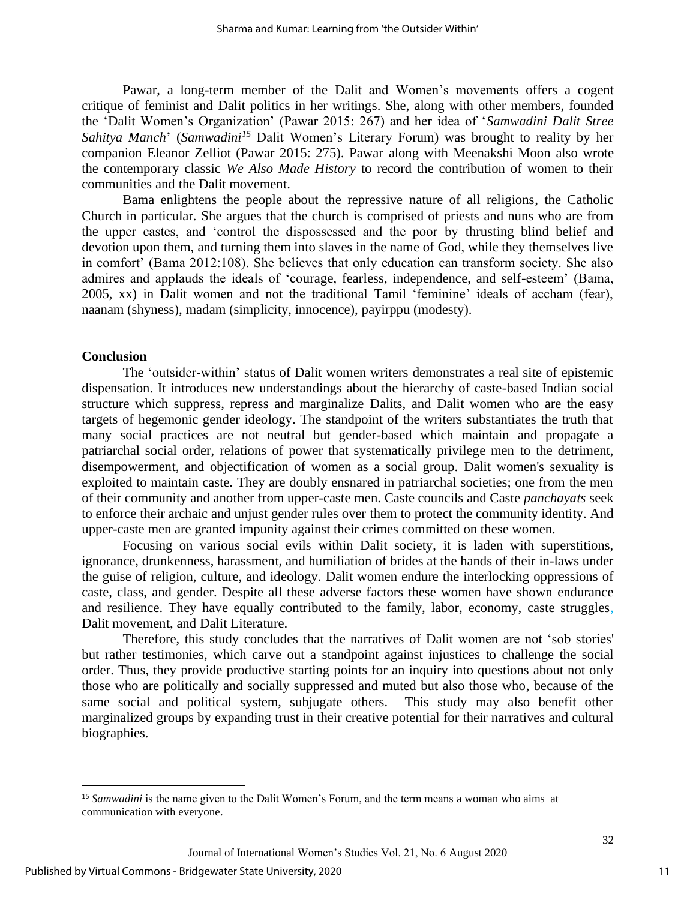Pawar, a long-term member of the Dalit and Women's movements offers a cogent critique of feminist and Dalit politics in her writings. She, along with other members, founded the 'Dalit Women's Organization' (Pawar 2015: 267) and her idea of '*Samwadini Dalit Stree Sahitya Manch*' (*Samwadini*[15] Dalit Women's Literary Forum) was brought to reality by her companion Eleanor Zelliot (Pawar 2015: 275). Pawar along with Meenakshi Moon also wrote the contemporary classic *We Also Made History* to record the contribution of women to their communities and the Dalit movement.

Bama enlightens the people about the repressive nature of all religions, the Catholic Church in particular. She argues that the church is comprised of priests and nuns who are from the upper castes, and 'control the dispossessed and the poor by thrusting blind belief and devotion upon them, and turning them into slaves in the name of God, while they themselves live in comfort' (Bama 2012:108). She believes that only education can transform society. She also admires and applauds the ideals of 'courage, fearless, independence, and self-esteem' (Bama, 2005, xx) in Dalit women and not the traditional Tamil 'feminine' ideals of accham (fear), naanam (shyness), madam (simplicity, innocence), payirppu (modesty).

## Conclusion

The 'outsider-within' status of Dalit women writers demonstrates a real site of epistemic dispensation. It introduces new understandings about the hierarchy of caste-based Indian social structure which suppress, repress and marginalize Dalits, and Dalit women who are the easy targets of hegemonic gender ideology. The standpoint of the writers substantiates the truth that many social practices are not neutral but gender-based which maintain and propagate a patriarchal social order, relations of power that systematically privilege men to the detriment, disempowerment, and objectification of women as a social group. Dalit women's sexuality is exploited to maintain caste. They are doubly ensnared in patriarchal societies; one from the men of their community and another from upper-caste men. Caste councils and Caste *panchayats* seek to enforce their archaic and unjust gender rules over them to protect the community identity. And upper-caste men are granted impunity against their crimes committed on these women.

Focusing on various social evils within Dalit society, it is laden with superstitions, ignorance, drunkenness, harassment, and humiliation of brides at the hands of their in-laws under the guise of religion, culture, and ideology. Dalit women endure the interlocking oppressions of caste, class, and gender. Despite all these adverse factors these women have shown endurance and resilience. They have equally contributed to the family, labor, economy, caste struggles, Dalit movement, and Dalit Literature.

Therefore, this study concludes that the narratives of Dalit women are not 'sob stories' but rather testimonies, which carve out a standpoint against injustices to challenge the social order. Thus, they provide productive starting points for an inquiry into questions about not only those who are politically and socially suppressed and muted but also those who, because of the same social and political system, subjugate others. This study may also benefit other marginalized groups by expanding trust in their creative potential for their narratives and cultural biographies.

---

[15] *Samwadini* is the name given to the Dalit Women's Forum, and the term means a woman who aims at communication with everyone.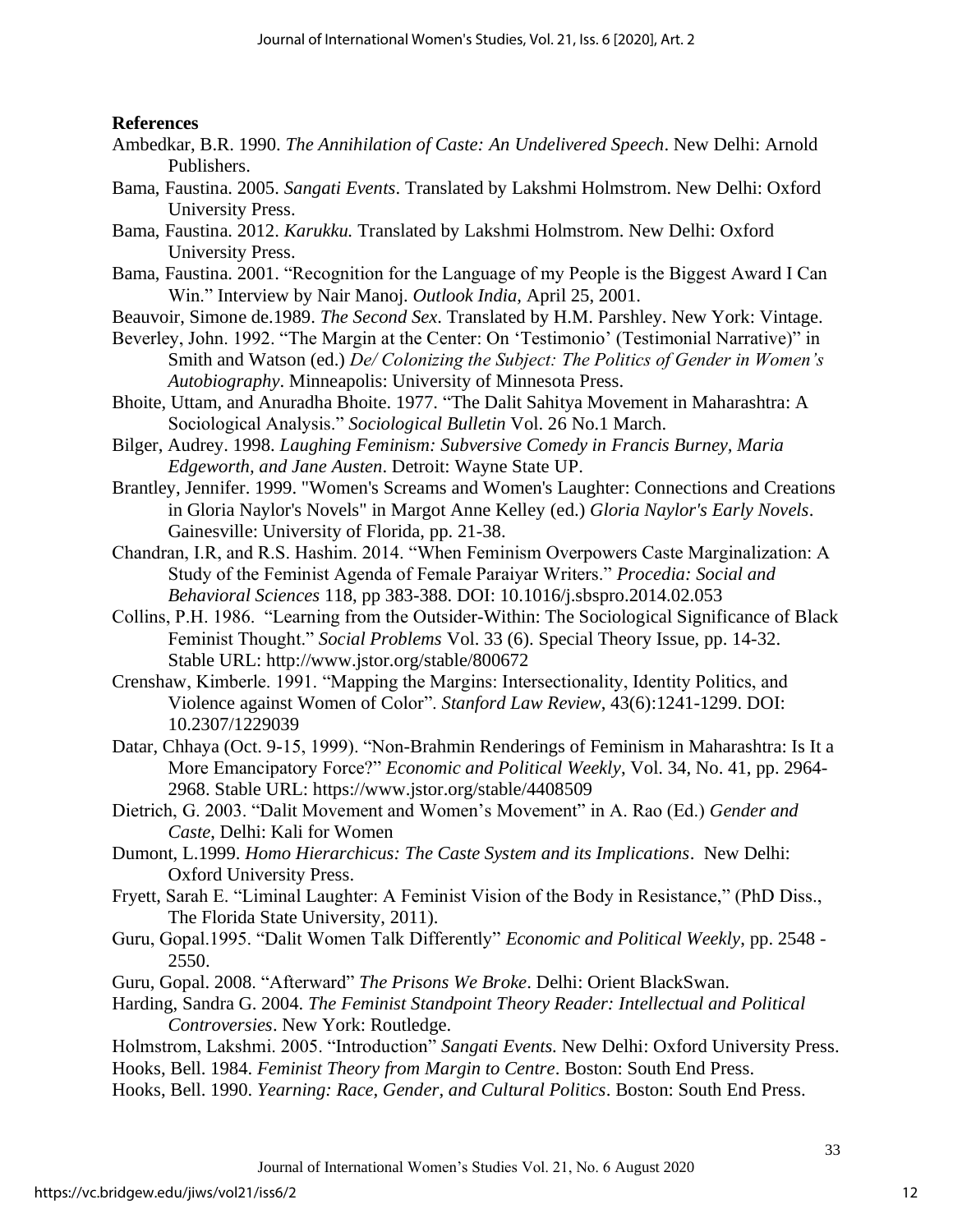**References**

Ambedkar, B.R. 1990. *The Annihilation of Caste: An Undelivered Speech*. New Delhi: Arnold Publishers.

Bama, Faustina. 2005. *Sangati Events*. Translated by Lakshmi Holmstrom. New Delhi: Oxford University Press.

Bama, Faustina. 2012. *Karukku.* Translated by Lakshmi Holmstrom. New Delhi: Oxford University Press.

Bama, Faustina. 2001. "Recognition for the Language of my People is the Biggest Award I Can Win." Interview by Nair Manoj. *Outlook India,* April 25, 2001.

Beauvoir, Simone de.1989. *The Second Sex*. Translated by H.M. Parshley. New York: Vintage.

Beverley, John. 1992. "The Margin at the Center: On 'Testimonio' (Testimonial Narrative)" in Smith and Watson (ed.) *De/ Colonizing the Subject: The Politics of Gender in Women's Autobiography*. Minneapolis: University of Minnesota Press.

Bhoite, Uttam, and Anuradha Bhoite. 1977. "The Dalit Sahitya Movement in Maharashtra: A Sociological Analysis." *Sociological Bulletin* Vol. 26 No.1 March.

Bilger, Audrey. 1998. *Laughing Feminism: Subversive Comedy in Francis Burney, Maria Edgeworth, and Jane Austen*. Detroit: Wayne State UP.

Brantley, Jennifer. 1999. "Women's Screams and Women's Laughter: Connections and Creations in Gloria Naylor's Novels" in Margot Anne Kelley (ed.) *Gloria Naylor's Early Novels*. Gainesville: University of Florida, pp. 21-38.

Chandran, I.R, and R.S. Hashim. 2014. "When Feminism Overpowers Caste Marginalization: A Study of the Feminist Agenda of Female Paraiyar Writers." *Procedia: Social and Behavioral Sciences* 118, pp 383-388. DOI: 10.1016/j.sbspro.2014.02.053

Collins, P.H. 1986. "Learning from the Outsider-Within: The Sociological Significance of Black Feminist Thought." *Social Problems* Vol. 33 (6). Special Theory Issue, pp. 14-32. Stable URL: http://www.jstor.org/stable/800672

Crenshaw, Kimberle. 1991. "Mapping the Margins: Intersectionality, Identity Politics, and Violence against Women of Color". *Stanford Law Review*, 43(6):1241-1299. DOI: 10.2307/1229039

Datar, Chhaya (Oct. 9-15, 1999). "Non-Brahmin Renderings of Feminism in Maharashtra: Is It a More Emancipatory Force?" *Economic and Political Weekly*, Vol. 34, No. 41, pp. 2964-2968. Stable URL: https://www.jstor.org/stable/4408509

Dietrich, G. 2003. "Dalit Movement and Women's Movement" in A. Rao (Ed.) *Gender and Caste*, Delhi: Kali for Women

Dumont, L.1999. *Homo Hierarchicus: The Caste System and its Implications*. New Delhi: Oxford University Press.

Fryett, Sarah E. "Liminal Laughter: A Feminist Vision of the Body in Resistance," (PhD Diss., The Florida State University, 2011).

Guru, Gopal.1995. "Dalit Women Talk Differently" *Economic and Political Weekly*, pp. 2548 - 2550.

Guru, Gopal. 2008. "Afterward" *The Prisons We Broke*. Delhi: Orient BlackSwan.

Harding, Sandra G. 2004. *The Feminist Standpoint Theory Reader: Intellectual and Political Controversies*. New York: Routledge.

Holmstrom, Lakshmi. 2005. "Introduction" *Sangati Events.* New Delhi: Oxford University Press.

Hooks, Bell. 1984. *Feminist Theory from Margin to Centre*. Boston: South End Press.

Hooks, Bell. 1990. *Yearning: Race, Gender, and Cultural Politics*. Boston: South End Press.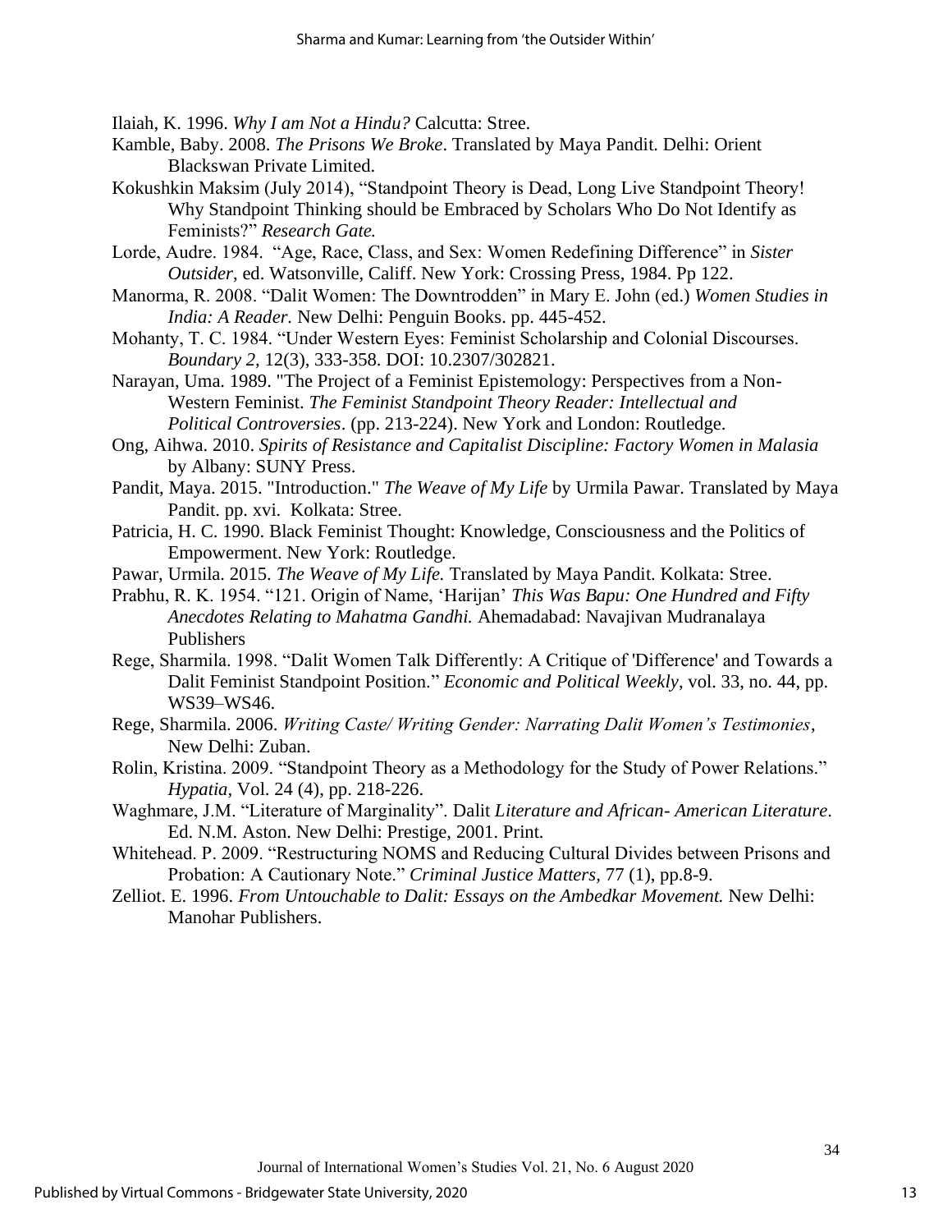Ilaiah, K. 1996. *Why I am Not a Hindu?* Calcutta: Stree.

Kamble, Baby. 2008. *The Prisons We Broke*. Translated by Maya Pandit. Delhi: Orient Blackswan Private Limited.

Kokushkin Maksim (July 2014), "Standpoint Theory is Dead, Long Live Standpoint Theory! Why Standpoint Thinking should be Embraced by Scholars Who Do Not Identify as Feminists?" *Research Gate.*

Lorde, Audre. 1984. "Age, Race, Class, and Sex: Women Redefining Difference" in *Sister Outsider*, ed. Watsonville, Califf. New York: Crossing Press, 1984. Pp 122.

Manorma, R. 2008. "Dalit Women: The Downtrodden" in Mary E. John (ed.) *Women Studies in India: A Reader.* New Delhi: Penguin Books. pp. 445-452.

Mohanty, T. C. 1984. "Under Western Eyes: Feminist Scholarship and Colonial Discourses. *Boundary 2,* 12(3), 333-358. DOI: 10.2307/302821.

Narayan, Uma. 1989. "The Project of a Feminist Epistemology: Perspectives from a Non-Western Feminist. *The Feminist Standpoint Theory Reader: Intellectual and Political Controversies*. (pp. 213-224). New York and London: Routledge.

Ong, Aihwa. 2010. *Spirits of Resistance and Capitalist Discipline: Factory Women in Malasia* by Albany: SUNY Press.

Pandit, Maya. 2015. "Introduction." *The Weave of My Life* by Urmila Pawar. Translated by Maya Pandit. pp. xvi. Kolkata: Stree.

Patricia, H. C. 1990. Black Feminist Thought: Knowledge, Consciousness and the Politics of Empowerment. New York: Routledge.

Pawar, Urmila. 2015. *The Weave of My Life.* Translated by Maya Pandit. Kolkata: Stree.

Prabhu, R. K. 1954. "121. Origin of Name, 'Harijan' *This Was Bapu: One Hundred and Fifty Anecdotes Relating to Mahatma Gandhi.* Ahemadabad: Navajivan Mudranalaya Publishers

Rege, Sharmila. 1998. "Dalit Women Talk Differently: A Critique of 'Difference' and Towards a Dalit Feminist Standpoint Position." *Economic and Political Weekly*, vol. 33, no. 44, pp. WS39–WS46.

Rege, Sharmila. 2006. *Writing Caste/ Writing Gender: Narrating Dalit Women's Testimonies*, New Delhi: Zuban.

Rolin, Kristina. 2009. "Standpoint Theory as a Methodology for the Study of Power Relations." *Hypatia*, Vol. 24 (4), pp. 218-226.

Waghmare, J.M. "Literature of Marginality". Dalit *Literature and African- American Literature*. Ed. N.M. Aston. New Delhi: Prestige, 2001. Print.

Whitehead. P. 2009. "Restructuring NOMS and Reducing Cultural Divides between Prisons and Probation: A Cautionary Note." *Criminal Justice Matters,* 77 (1), pp.8-9.

Zelliot. E. 1996. *From Untouchable to Dalit: Essays on the Ambedkar Movement.* New Delhi: Manohar Publishers.